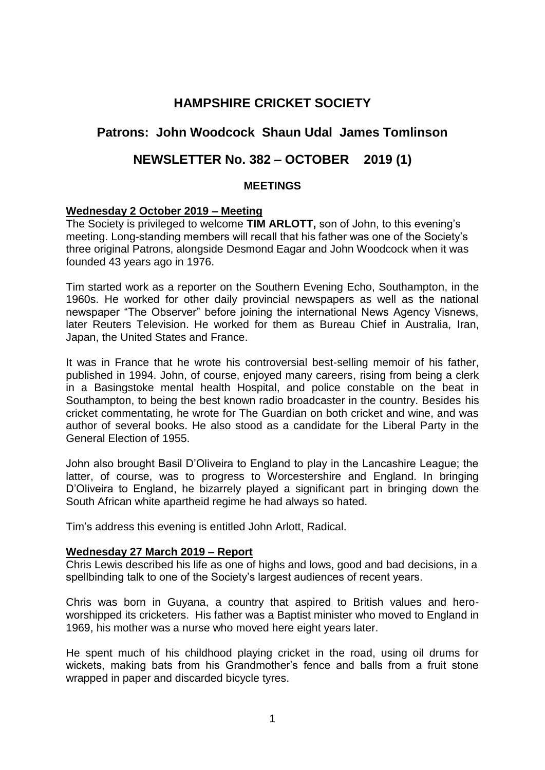# HAMPSHIRE CRICKET SOCIETY

## Patrons: John Woodcock Shaun Udal James Tomlinson

## NEWSLETTER No. 382 – OCTOBER 2019 (1)

### MEETINGS

**Wednesday 2 October 2019 – Meeting**

The Society is privileged to welcome **TIM ARLOTT,** son of John, to this evening's meeting. Long-standing members will recall that his father was one of the Society's three original Patrons, alongside Desmond Eagar and John Woodcock when it was founded 43 years ago in 1976.

Tim started work as a reporter on the Southern Evening Echo, Southampton, in the 1960s. He worked for other daily provincial newspapers as well as the national newspaper "The Observer" before joining the international News Agency Visnews, later Reuters Television. He worked for them as Bureau Chief in Australia, Iran, Japan, the United States and France.

It was in France that he wrote his controversial best-selling memoir of his father, published in 1994. John, of course, enjoyed many careers, rising from being a clerk in a Basingstoke mental health Hospital, and police constable on the beat in Southampton, to being the best known radio broadcaster in the country. Besides his cricket commentating, he wrote for The Guardian on both cricket and wine, and was author of several books. He also stood as a candidate for the Liberal Party in the General Election of 1955.

John also brought Basil D'Oliveira to England to play in the Lancashire League; the latter, of course, was to progress to Worcestershire and England. In bringing D'Oliveira to England, he bizarrely played a significant part in bringing down the South African white apartheid regime he had always so hated.

Tim's address this evening is entitled John Arlott, Radical.

**Wednesday 27 March 2019 – Report**

Chris Lewis described his life as one of highs and lows, good and bad decisions, in a spellbinding talk to one of the Society's largest audiences of recent years.

Chris was born in Guyana, a country that aspired to British values and hero-worshipped its cricketers. His father was a Baptist minister who moved to England in 1969, his mother was a nurse who moved here eight years later.

He spent much of his childhood playing cricket in the road, using oil drums for wickets, making bats from his Grandmother's fence and balls from a fruit stone wrapped in paper and discarded bicycle tyres.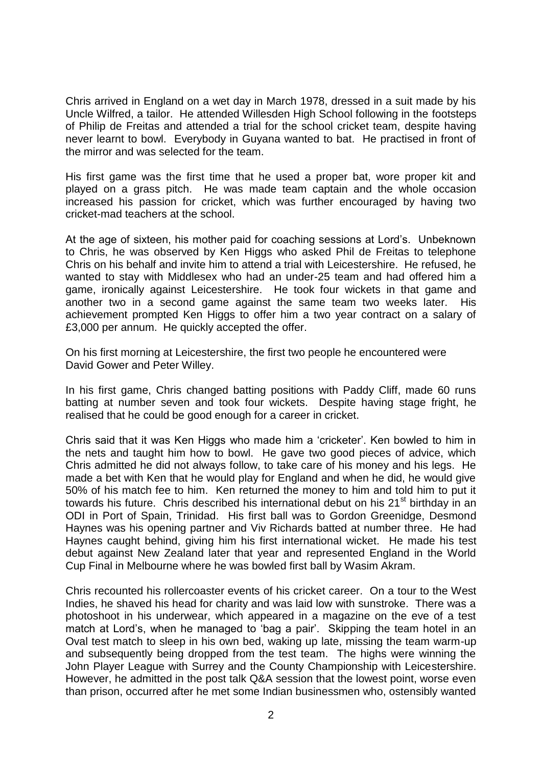Chris arrived in England on a wet day in March 1978, dressed in a suit made by his Uncle Wilfred, a tailor. He attended Willesden High School following in the footsteps of Philip de Freitas and attended a trial for the school cricket team, despite having never learnt to bowl. Everybody in Guyana wanted to bat. He practised in front of the mirror and was selected for the team.

His first game was the first time that he used a proper bat, wore proper kit and played on a grass pitch. He was made team captain and the whole occasion increased his passion for cricket, which was further encouraged by having two cricket-mad teachers at the school.

At the age of sixteen, his mother paid for coaching sessions at Lord's. Unbeknown to Chris, he was observed by Ken Higgs who asked Phil de Freitas to telephone Chris on his behalf and invite him to attend a trial with Leicestershire. He refused, he wanted to stay with Middlesex who had an under-25 team and had offered him a game, ironically against Leicestershire. He took four wickets in that game and another two in a second game against the same team two weeks later. His achievement prompted Ken Higgs to offer him a two year contract on a salary of £3,000 per annum. He quickly accepted the offer.

On his first morning at Leicestershire, the first two people he encountered were David Gower and Peter Willey.

In his first game, Chris changed batting positions with Paddy Cliff, made 60 runs batting at number seven and took four wickets. Despite having stage fright, he realised that he could be good enough for a career in cricket.

Chris said that it was Ken Higgs who made him a 'cricketer'. Ken bowled to him in the nets and taught him how to bowl. He gave two good pieces of advice, which Chris admitted he did not always follow, to take care of his money and his legs. He made a bet with Ken that he would play for England and when he did, he would give 50% of his match fee to him. Ken returned the money to him and told him to put it towards his future. Chris described his international debut on his 21st birthday in an ODI in Port of Spain, Trinidad. His first ball was to Gordon Greenidge, Desmond Haynes was his opening partner and Viv Richards batted at number three. He had Haynes caught behind, giving him his first international wicket. He made his test debut against New Zealand later that year and represented England in the World Cup Final in Melbourne where he was bowled first ball by Wasim Akram.

Chris recounted his rollercoaster events of his cricket career. On a tour to the West Indies, he shaved his head for charity and was laid low with sunstroke. There was a photoshoot in his underwear, which appeared in a magazine on the eve of a test match at Lord's, when he managed to 'bag a pair'. Skipping the team hotel in an Oval test match to sleep in his own bed, waking up late, missing the team warm-up and subsequently being dropped from the test team. The highs were winning the John Player League with Surrey and the County Championship with Leicestershire. However, he admitted in the post talk Q&A session that the lowest point, worse even than prison, occurred after he met some Indian businessmen who, ostensibly wanted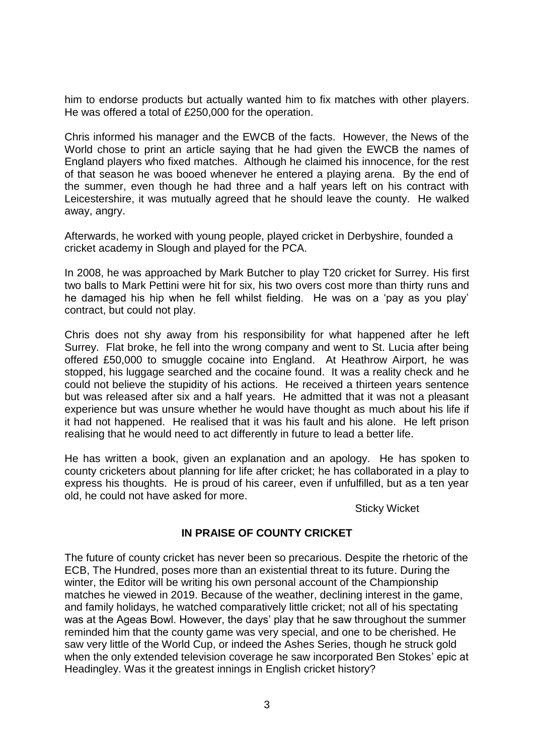him to endorse products but actually wanted him to fix matches with other players. He was offered a total of £250,000 for the operation.

Chris informed his manager and the EWCB of the facts. However, the News of the World chose to print an article saying that he had given the EWCB the names of England players who fixed matches. Although he claimed his innocence, for the rest of that season he was booed whenever he entered a playing arena. By the end of the summer, even though he had three and a half years left on his contract with Leicestershire, it was mutually agreed that he should leave the county. He walked away, angry.

Afterwards, he worked with young people, played cricket in Derbyshire, founded a cricket academy in Slough and played for the PCA.

In 2008, he was approached by Mark Butcher to play T20 cricket for Surrey. His first two balls to Mark Pettini were hit for six, his two overs cost more than thirty runs and he damaged his hip when he fell whilst fielding. He was on a 'pay as you play' contract, but could not play.

Chris does not shy away from his responsibility for what happened after he left Surrey. Flat broke, he fell into the wrong company and went to St. Lucia after being offered £50,000 to smuggle cocaine into England. At Heathrow Airport, he was stopped, his luggage searched and the cocaine found. It was a reality check and he could not believe the stupidity of his actions. He received a thirteen years sentence but was released after six and a half years. He admitted that it was not a pleasant experience but was unsure whether he would have thought as much about his life if it had not happened. He realised that it was his fault and his alone. He left prison realising that he would need to act differently in future to lead a better life.

He has written a book, given an explanation and an apology. He has spoken to county cricketers about planning for life after cricket; he has collaborated in a play to express his thoughts. He is proud of his career, even if unfulfilled, but as a ten year old, he could not have asked for more.

Sticky Wicket

## IN PRAISE OF COUNTY CRICKET

The future of county cricket has never been so precarious. Despite the rhetoric of the ECB, The Hundred, poses more than an existential threat to its future. During the winter, the Editor will be writing his own personal account of the Championship matches he viewed in 2019. Because of the weather, declining interest in the game, and family holidays, he watched comparatively little cricket; not all of his spectating was at the Ageas Bowl. However, the days' play that he saw throughout the summer reminded him that the county game was very special, and one to be cherished. He saw very little of the World Cup, or indeed the Ashes Series, though he struck gold when the only extended television coverage he saw incorporated Ben Stokes' epic at Headingley. Was it the greatest innings in English cricket history?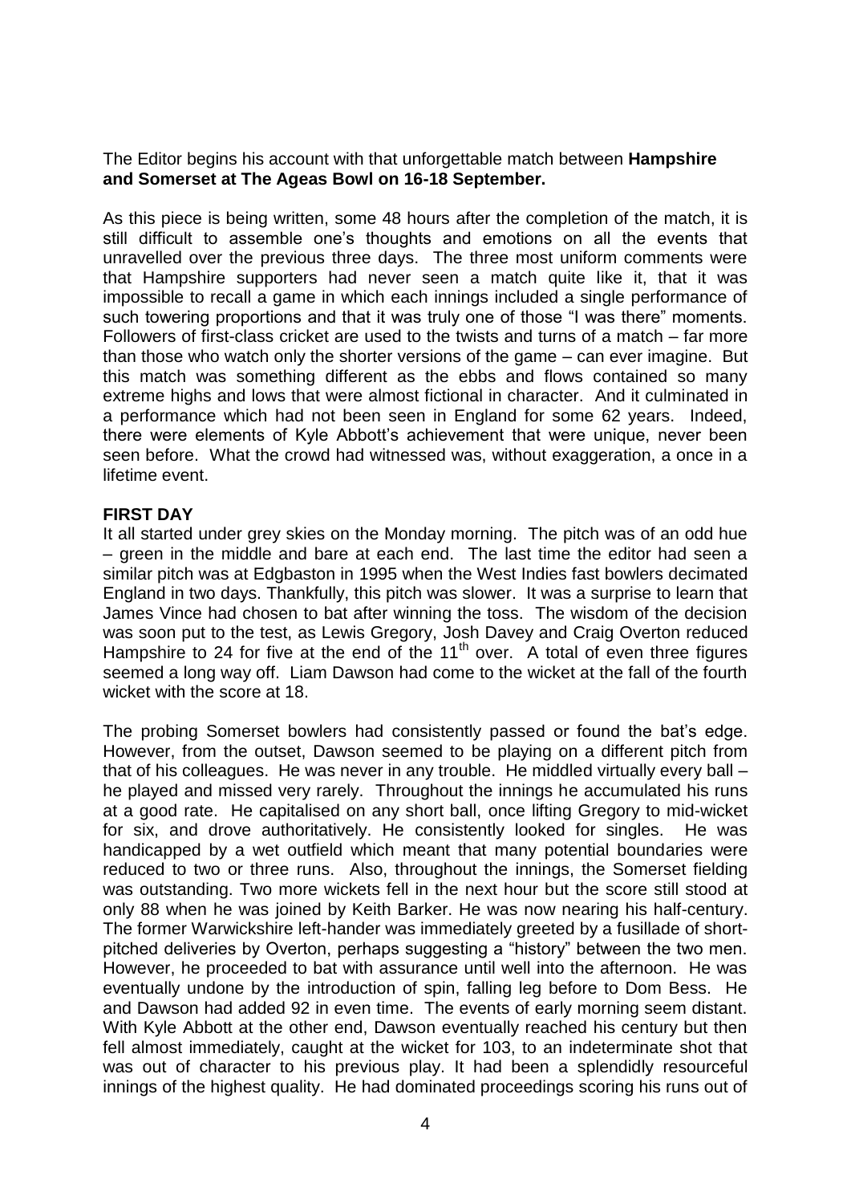The Editor begins his account with that unforgettable match between **Hampshire and Somerset at The Ageas Bowl on 16-18 September.**

As this piece is being written, some 48 hours after the completion of the match, it is still difficult to assemble one's thoughts and emotions on all the events that unravelled over the previous three days. The three most uniform comments were that Hampshire supporters had never seen a match quite like it, that it was impossible to recall a game in which each innings included a single performance of such towering proportions and that it was truly one of those "I was there" moments. Followers of first-class cricket are used to the twists and turns of a match – far more than those who watch only the shorter versions of the game – can ever imagine. But this match was something different as the ebbs and flows contained so many extreme highs and lows that were almost fictional in character. And it culminated in a performance which had not been seen in England for some 62 years. Indeed, there were elements of Kyle Abbott's achievement that were unique, never been seen before. What the crowd had witnessed was, without exaggeration, a once in a lifetime event.

**FIRST DAY**

It all started under grey skies on the Monday morning. The pitch was of an odd hue – green in the middle and bare at each end. The last time the editor had seen a similar pitch was at Edgbaston in 1995 when the West Indies fast bowlers decimated England in two days. Thankfully, this pitch was slower. It was a surprise to learn that James Vince had chosen to bat after winning the toss. The wisdom of the decision was soon put to the test, as Lewis Gregory, Josh Davey and Craig Overton reduced Hampshire to 24 for five at the end of the 11th over. A total of even three figures seemed a long way off. Liam Dawson had come to the wicket at the fall of the fourth wicket with the score at 18.

The probing Somerset bowlers had consistently passed or found the bat's edge. However, from the outset, Dawson seemed to be playing on a different pitch from that of his colleagues. He was never in any trouble. He middled virtually every ball – he played and missed very rarely. Throughout the innings he accumulated his runs at a good rate. He capitalised on any short ball, once lifting Gregory to mid-wicket for six, and drove authoritatively. He consistently looked for singles. He was handicapped by a wet outfield which meant that many potential boundaries were reduced to two or three runs. Also, throughout the innings, the Somerset fielding was outstanding. Two more wickets fell in the next hour but the score still stood at only 88 when he was joined by Keith Barker. He was now nearing his half-century. The former Warwickshire left-hander was immediately greeted by a fusillade of short-pitched deliveries by Overton, perhaps suggesting a "history" between the two men. However, he proceeded to bat with assurance until well into the afternoon. He was eventually undone by the introduction of spin, falling leg before to Dom Bess. He and Dawson had added 92 in even time. The events of early morning seem distant. With Kyle Abbott at the other end, Dawson eventually reached his century but then fell almost immediately, caught at the wicket for 103, to an indeterminate shot that was out of character to his previous play. It had been a splendidly resourceful innings of the highest quality. He had dominated proceedings scoring his runs out of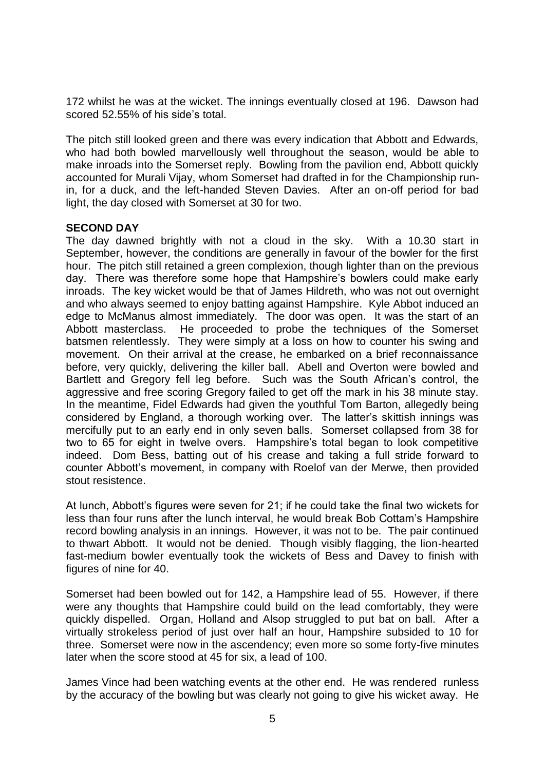172 whilst he was at the wicket. The innings eventually closed at 196. Dawson had scored 52.55% of his side's total.

The pitch still looked green and there was every indication that Abbott and Edwards, who had both bowled marvellously well throughout the season, would be able to make inroads into the Somerset reply. Bowling from the pavilion end, Abbott quickly accounted for Murali Vijay, whom Somerset had drafted in for the Championship run-in, for a duck, and the left-handed Steven Davies. After an on-off period for bad light, the day closed with Somerset at 30 for two.

**SECOND DAY**

The day dawned brightly with not a cloud in the sky. With a 10.30 start in September, however, the conditions are generally in favour of the bowler for the first hour. The pitch still retained a green complexion, though lighter than on the previous day. There was therefore some hope that Hampshire's bowlers could make early inroads. The key wicket would be that of James Hildreth, who was not out overnight and who always seemed to enjoy batting against Hampshire. Kyle Abbot induced an edge to McManus almost immediately. The door was open. It was the start of an Abbott masterclass. He proceeded to probe the techniques of the Somerset batsmen relentlessly. They were simply at a loss on how to counter his swing and movement. On their arrival at the crease, he embarked on a brief reconnaissance before, very quickly, delivering the killer ball. Abell and Overton were bowled and Bartlett and Gregory fell leg before. Such was the South African's control, the aggressive and free scoring Gregory failed to get off the mark in his 38 minute stay. In the meantime, Fidel Edwards had given the youthful Tom Barton, allegedly being considered by England, a thorough working over. The latter's skittish innings was mercifully put to an early end in only seven balls. Somerset collapsed from 38 for two to 65 for eight in twelve overs. Hampshire's total began to look competitive indeed. Dom Bess, batting out of his crease and taking a full stride forward to counter Abbott's movement, in company with Roelof van der Merwe, then provided stout resistence.

At lunch, Abbott's figures were seven for 21; if he could take the final two wickets for less than four runs after the lunch interval, he would break Bob Cottam's Hampshire record bowling analysis in an innings. However, it was not to be. The pair continued to thwart Abbott. It would not be denied. Though visibly flagging, the lion-hearted fast-medium bowler eventually took the wickets of Bess and Davey to finish with figures of nine for 40.

Somerset had been bowled out for 142, a Hampshire lead of 55. However, if there were any thoughts that Hampshire could build on the lead comfortably, they were quickly dispelled. Organ, Holland and Alsop struggled to put bat on ball. After a virtually strokeless period of just over half an hour, Hampshire subsided to 10 for three. Somerset were now in the ascendency; even more so some forty-five minutes later when the score stood at 45 for six, a lead of 100.

James Vince had been watching events at the other end. He was rendered runless by the accuracy of the bowling but was clearly not going to give his wicket away. He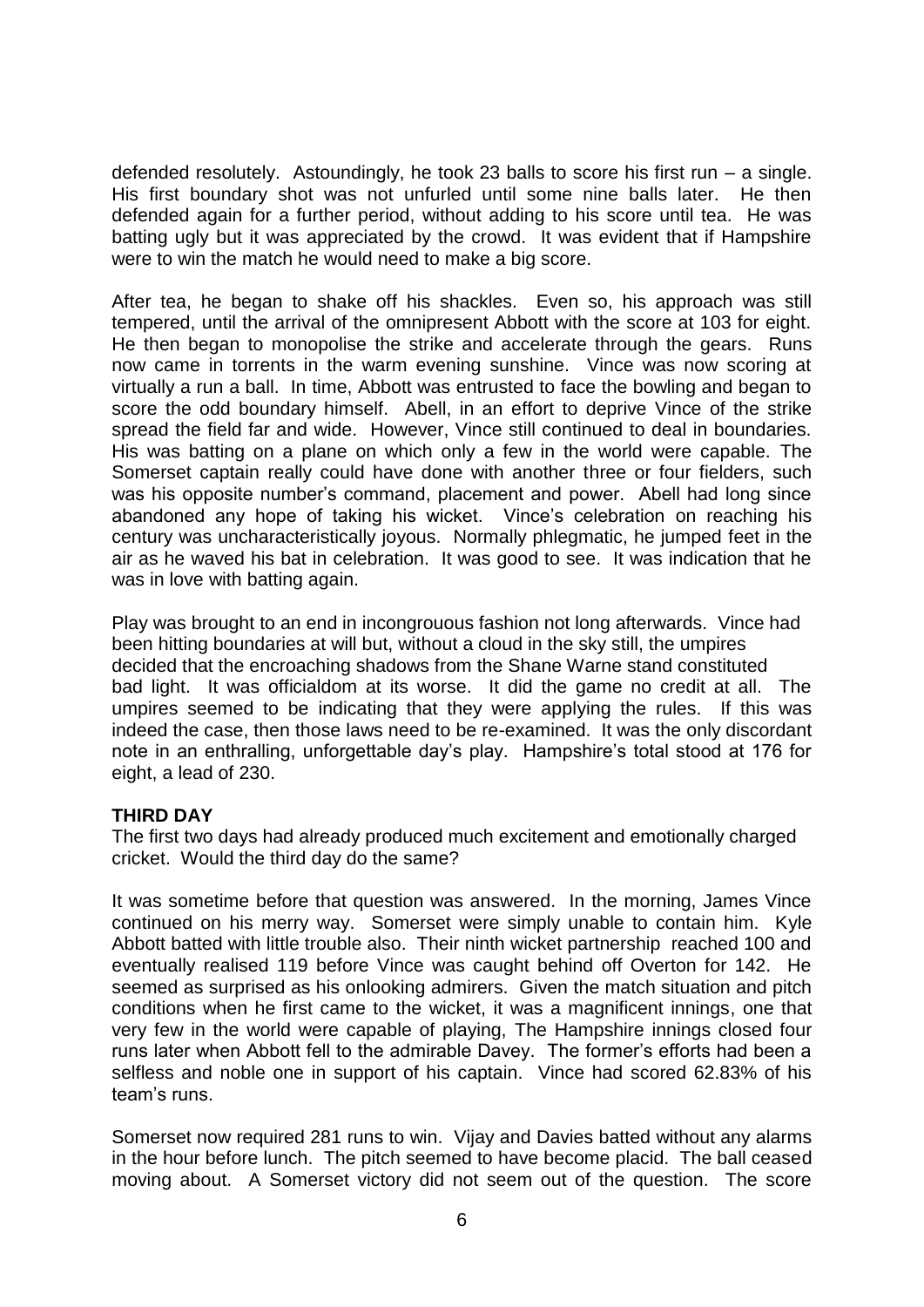defended resolutely. Astoundingly, he took 23 balls to score his first run – a single. His first boundary shot was not unfurled until some nine balls later. He then defended again for a further period, without adding to his score until tea. He was batting ugly but it was appreciated by the crowd. It was evident that if Hampshire were to win the match he would need to make a big score.

After tea, he began to shake off his shackles. Even so, his approach was still tempered, until the arrival of the omnipresent Abbott with the score at 103 for eight. He then began to monopolise the strike and accelerate through the gears. Runs now came in torrents in the warm evening sunshine. Vince was now scoring at virtually a run a ball. In time, Abbott was entrusted to face the bowling and began to score the odd boundary himself. Abell, in an effort to deprive Vince of the strike spread the field far and wide. However, Vince still continued to deal in boundaries. His was batting on a plane on which only a few in the world were capable. The Somerset captain really could have done with another three or four fielders, such was his opposite number's command, placement and power. Abell had long since abandoned any hope of taking his wicket. Vince's celebration on reaching his century was uncharacteristically joyous. Normally phlegmatic, he jumped feet in the air as he waved his bat in celebration. It was good to see. It was indication that he was in love with batting again.

Play was brought to an end in incongrouous fashion not long afterwards. Vince had been hitting boundaries at will but, without a cloud in the sky still, the umpires decided that the encroaching shadows from the Shane Warne stand constituted bad light. It was officialdom at its worse. It did the game no credit at all. The umpires seemed to be indicating that they were applying the rules. If this was indeed the case, then those laws need to be re-examined. It was the only discordant note in an enthralling, unforgettable day's play. Hampshire's total stood at 176 for eight, a lead of 230.

**THIRD DAY**

The first two days had already produced much excitement and emotionally charged cricket. Would the third day do the same?

It was sometime before that question was answered. In the morning, James Vince continued on his merry way. Somerset were simply unable to contain him. Kyle Abbott batted with little trouble also. Their ninth wicket partnership reached 100 and eventually realised 119 before Vince was caught behind off Overton for 142. He seemed as surprised as his onlooking admirers. Given the match situation and pitch conditions when he first came to the wicket, it was a magnificent innings, one that very few in the world were capable of playing, The Hampshire innings closed four runs later when Abbott fell to the admirable Davey. The former's efforts had been a selfless and noble one in support of his captain. Vince had scored 62.83% of his team's runs.

Somerset now required 281 runs to win. Vijay and Davies batted without any alarms in the hour before lunch. The pitch seemed to have become placid. The ball ceased moving about. A Somerset victory did not seem out of the question. The score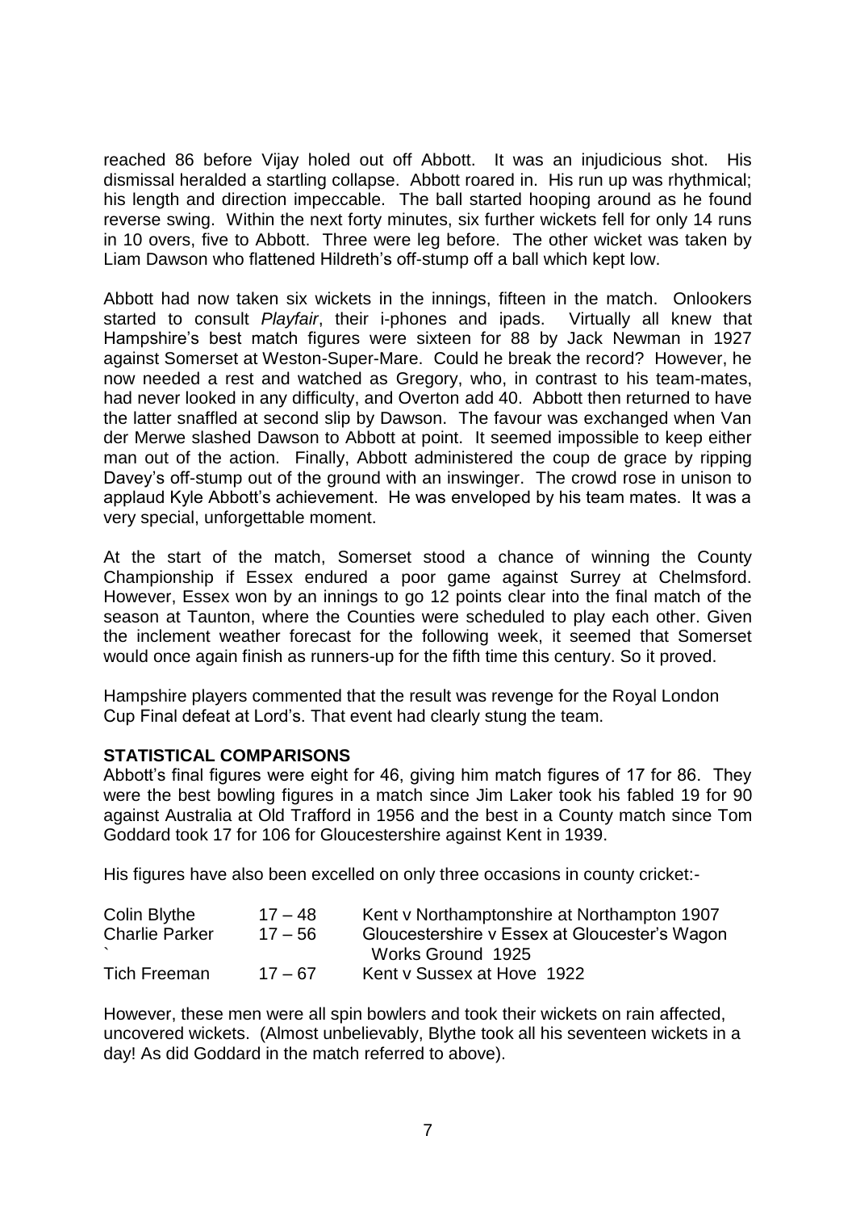reached 86 before Vijay holed out off Abbott. It was an injudicious shot. His dismissal heralded a startling collapse. Abbott roared in. His run up was rhythmical; his length and direction impeccable. The ball started hooping around as he found reverse swing. Within the next forty minutes, six further wickets fell for only 14 runs in 10 overs, five to Abbott. Three were leg before. The other wicket was taken by Liam Dawson who flattened Hildreth's off-stump off a ball which kept low.

Abbott had now taken six wickets in the innings, fifteen in the match. Onlookers started to consult *Playfair*, their i-phones and ipads. Virtually all knew that Hampshire's best match figures were sixteen for 88 by Jack Newman in 1927 against Somerset at Weston-Super-Mare. Could he break the record? However, he now needed a rest and watched as Gregory, who, in contrast to his team-mates, had never looked in any difficulty, and Overton add 40. Abbott then returned to have the latter snaffled at second slip by Dawson. The favour was exchanged when Van der Merwe slashed Dawson to Abbott at point. It seemed impossible to keep either man out of the action. Finally, Abbott administered the coup de grace by ripping Davey's off-stump out of the ground with an inswinger. The crowd rose in unison to applaud Kyle Abbott's achievement. He was enveloped by his team mates. It was a very special, unforgettable moment.

At the start of the match, Somerset stood a chance of winning the County Championship if Essex endured a poor game against Surrey at Chelmsford. However, Essex won by an innings to go 12 points clear into the final match of the season at Taunton, where the Counties were scheduled to play each other. Given the inclement weather forecast for the following week, it seemed that Somerset would once again finish as runners-up for the fifth time this century. So it proved.

Hampshire players commented that the result was revenge for the Royal London Cup Final defeat at Lord's. That event had clearly stung the team.

**STATISTICAL COMPARISONS**

Abbott's final figures were eight for 46, giving him match figures of 17 for 86. They were the best bowling figures in a match since Jim Laker took his fabled 19 for 90 against Australia at Old Trafford in 1956 and the best in a County match since Tom Goddard took 17 for 106 for Gloucestershire against Kent in 1939.

His figures have also been excelled on only three occasions in county cricket:-

| | | |
|---|---|---|
| Colin Blythe | 17 – 48 | Kent v Northamptonshire at Northampton 1907 |
| Charlie Parker | 17 – 56 | Gloucestershire v Essex at Gloucester's Wagon Works Ground 1925 |
| Tich Freeman | 17 – 67 | Kent v Sussex at Hove 1922 |

However, these men were all spin bowlers and took their wickets on rain affected, uncovered wickets. (Almost unbelievably, Blythe took all his seventeen wickets in a day! As did Goddard in the match referred to above).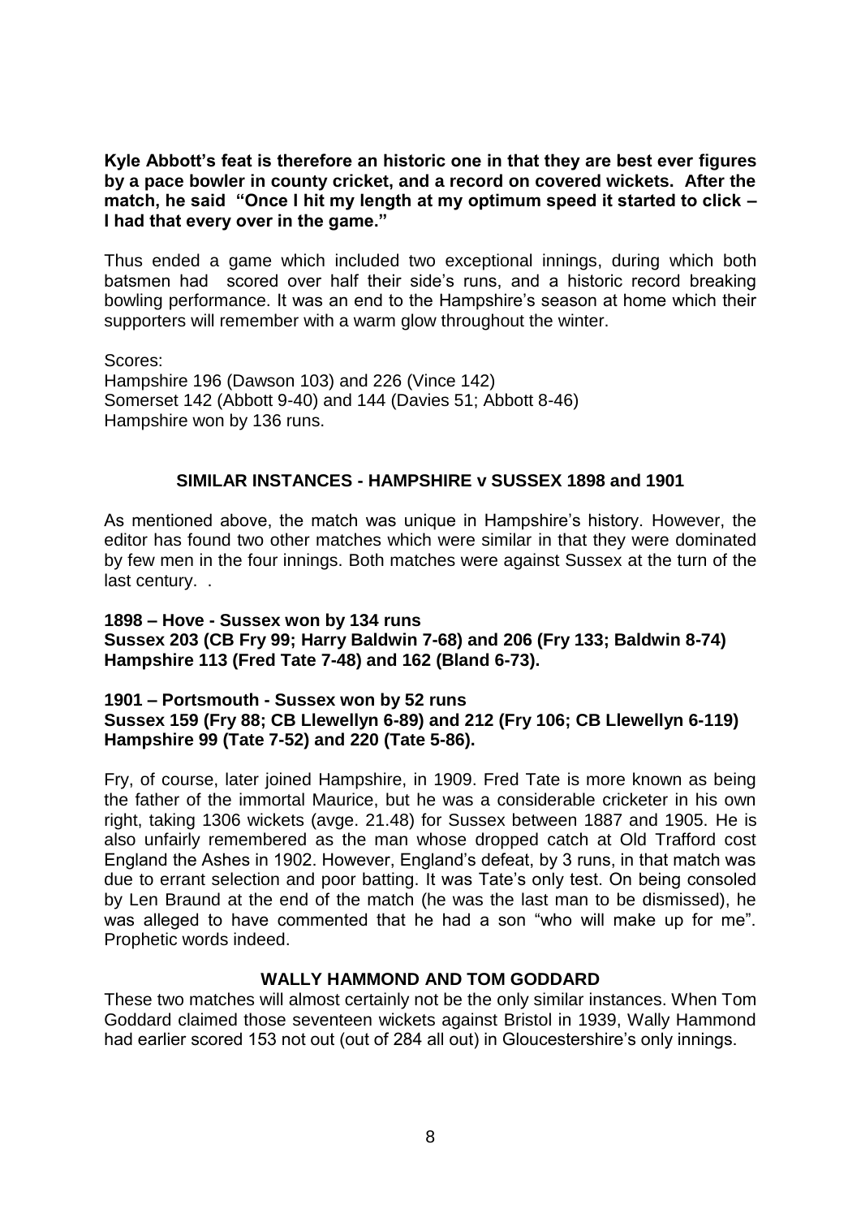**Kyle Abbott's feat is therefore an historic one in that they are best ever figures by a pace bowler in county cricket, and a record on covered wickets. After the match, he said "Once I hit my length at my optimum speed it started to click – I had that every over in the game."**

Thus ended a game which included two exceptional innings, during which both batsmen had scored over half their side's runs, and a historic record breaking bowling performance. It was an end to the Hampshire's season at home which their supporters will remember with a warm glow throughout the winter.

Scores:
Hampshire 196 (Dawson 103) and 226 (Vince 142)
Somerset 142 (Abbott 9-40) and 144 (Davies 51; Abbott 8-46)
Hampshire won by 136 runs.

## SIMILAR INSTANCES - HAMPSHIRE v SUSSEX 1898 and 1901

As mentioned above, the match was unique in Hampshire's history. However, the editor has found two other matches which were similar in that they were dominated by few men in the four innings. Both matches were against Sussex at the turn of the last century. .

**1898 – Hove - Sussex won by 134 runs**
**Sussex 203 (CB Fry 99; Harry Baldwin 7-68) and 206 (Fry 133; Baldwin 8-74)**
**Hampshire 113 (Fred Tate 7-48) and 162 (Bland 6-73).**

**1901 – Portsmouth - Sussex won by 52 runs**
**Sussex 159 (Fry 88; CB Llewellyn 6-89) and 212 (Fry 106; CB Llewellyn 6-119)**
**Hampshire 99 (Tate 7-52) and 220 (Tate 5-86).**

Fry, of course, later joined Hampshire, in 1909. Fred Tate is more known as being the father of the immortal Maurice, but he was a considerable cricketer in his own right, taking 1306 wickets (avge. 21.48) for Sussex between 1887 and 1905. He is also unfairly remembered as the man whose dropped catch at Old Trafford cost England the Ashes in 1902. However, England's defeat, by 3 runs, in that match was due to errant selection and poor batting. It was Tate's only test. On being consoled by Len Braund at the end of the match (he was the last man to be dismissed), he was alleged to have commented that he had a son "who will make up for me". Prophetic words indeed.

## WALLY HAMMOND AND TOM GODDARD

These two matches will almost certainly not be the only similar instances. When Tom Goddard claimed those seventeen wickets against Bristol in 1939, Wally Hammond had earlier scored 153 not out (out of 284 all out) in Gloucestershire's only innings.